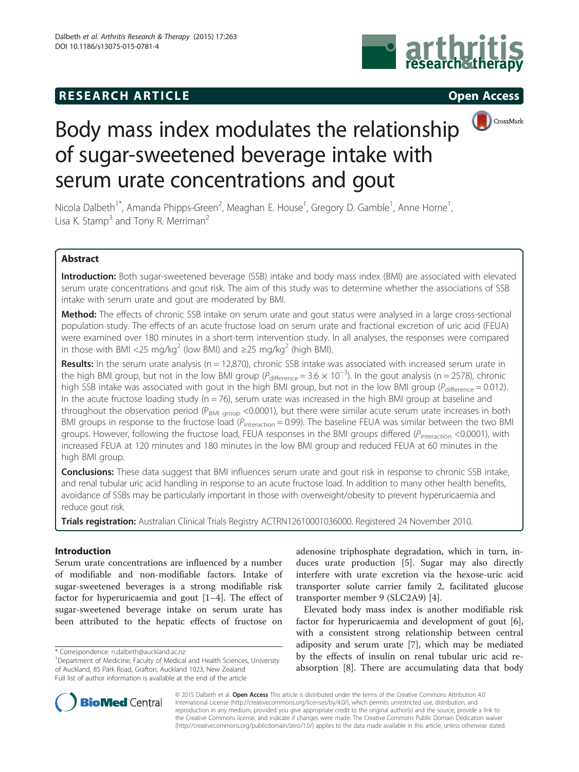RESEARCH ARTICLE

Open Access

# Body mass index modulates the relationship of sugar-sweetened beverage intake with serum urate concentrations and gout

Nicola Dalbeth[1*], Amanda Phipps-Green[2], Meaghan E. House[1], Gregory D. Gamble[1], Anne Horne[1], Lisa K. Stamp[3] and Tony R. Merriman[2]

## Abstract

**Introduction:** Both sugar-sweetened beverage (SSB) intake and body mass index (BMI) are associated with elevated serum urate concentrations and gout risk. The aim of this study was to determine whether the associations of SSB intake with serum urate and gout are moderated by BMI.

**Method:** The effects of chronic SSB intake on serum urate and gout status were analysed in a large cross-sectional population study. The effects of an acute fructose load on serum urate and fractional excretion of uric acid (FEUA) were examined over 180 minutes in a short-term intervention study. In all analyses, the responses were compared in those with BMI <25 mg/kg$^2$ (low BMI) and ≥25 mg/kg$^2$ (high BMI).

**Results:** In the serum urate analysis (n = 12,870), chronic SSB intake was associated with increased serum urate in the high BMI group, but not in the low BMI group ($P_{difference} = 3.6 \times 10^{-3}$). In the gout analysis (n = 2578), chronic high SSB intake was associated with gout in the high BMI group, but not in the low BMI group ($P_{difference} = 0.012$). In the acute fructose loading study (n = 76), serum urate was increased in the high BMI group at baseline and throughout the observation period ($P_{BMI\ group}$ <0.0001), but there were similar acute serum urate increases in both BMI groups in response to the fructose load ($P_{interaction} = 0.99$). The baseline FEUA was similar between the two BMI groups. However, following the fructose load, FEUA responses in the BMI groups differed ($P_{interaction}$ <0.0001), with increased FEUA at 120 minutes and 180 minutes in the low BMI group and reduced FEUA at 60 minutes in the high BMI group.

**Conclusions:** These data suggest that BMI influences serum urate and gout risk in response to chronic SSB intake, and renal tubular uric acid handling in response to an acute fructose load. In addition to many other health benefits, avoidance of SSBs may be particularly important in those with overweight/obesity to prevent hyperuricaemia and reduce gout risk.

**Trials registration:** Australian Clinical Trials Registry ACTRN12610001036000. Registered 24 November 2010.

## Introduction

Serum urate concentrations are influenced by a number of modifiable and non-modifiable factors. Intake of sugar-sweetened beverages is a strong modifiable risk factor for hyperuricaemia and gout [1–4]. The effect of sugar-sweetened beverage intake on serum urate has been attributed to the hepatic effects of fructose on adenosine triphosphate degradation, which in turn, induces urate production [5]. Sugar may also directly interfere with urate excretion via the hexose-uric acid transporter solute carrier family 2, facilitated glucose transporter member 9 (SLC2A9) [4].

Elevated body mass index is another modifiable risk factor for hyperuricaemia and development of gout [6], with a consistent strong relationship between central adiposity and serum urate [7], which may be mediated by the effects of insulin on renal tubular uric acid reabsorption [8]. There are accumulating data that body

\* Correspondence: n.dalbeth@auckland.ac.nz
[1]Department of Medicine, Faculty of Medical and Health Sciences, University of Auckland, 85 Park Road, Grafton, Auckland 1023, New Zealand
Full list of author information is available at the end of the article

© 2015 Dalbeth et al. **Open Access** This article is distributed under the terms of the Creative Commons Attribution 4.0 International License (http://creativecommons.org/licenses/by/4.0/), which permits unrestricted use, distribution, and reproduction in any medium, provided you give appropriate credit to the original author(s) and the source, provide a link to the Creative Commons license, and indicate if changes were made. The Creative Commons Public Domain Dedication waiver (http://creativecommons.org/publicdomain/zero/1.0/) applies to the data made available in this article, unless otherwise stated.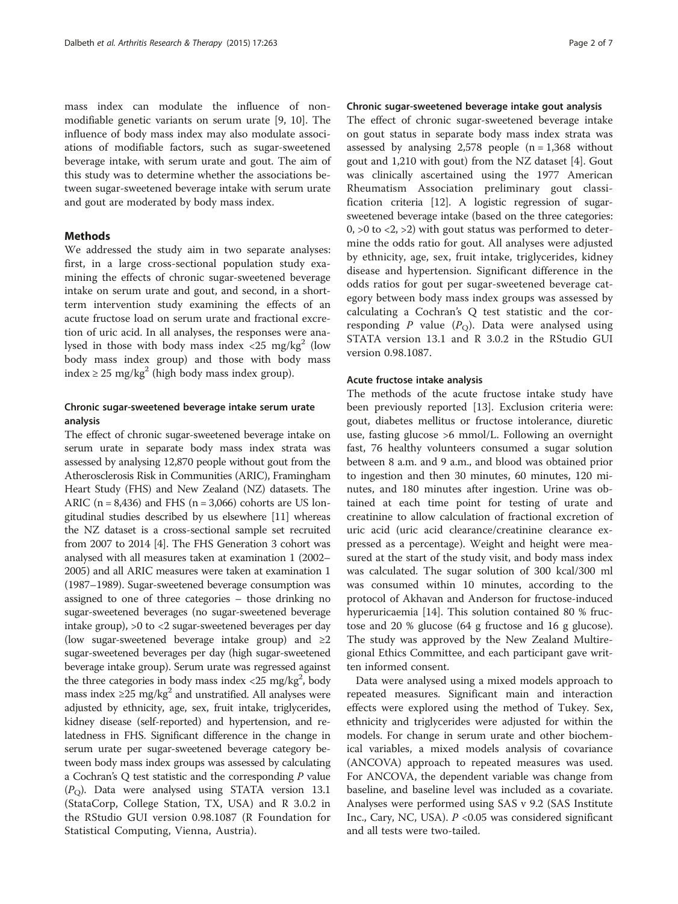mass index can modulate the influence of non-modifiable genetic variants on serum urate [9, 10]. The influence of body mass index may also modulate associations of modifiable factors, such as sugar-sweetened beverage intake, with serum urate and gout. The aim of this study was to determine whether the associations between sugar-sweetened beverage intake with serum urate and gout are moderated by body mass index.

## Methods

We addressed the study aim in two separate analyses: first, in a large cross-sectional population study examining the effects of chronic sugar-sweetened beverage intake on serum urate and gout, and second, in a short-term intervention study examining the effects of an acute fructose load on serum urate and fractional excretion of uric acid. In all analyses, the responses were analysed in those with body mass index $<25$ mg/kg$^2$ (low body mass index group) and those with body mass index $\geq 25$ mg/kg$^2$ (high body mass index group).

### Chronic sugar-sweetened beverage intake serum urate analysis

The effect of chronic sugar-sweetened beverage intake on serum urate in separate body mass index strata was assessed by analysing 12,870 people without gout from the Atherosclerosis Risk in Communities (ARIC), Framingham Heart Study (FHS) and New Zealand (NZ) datasets. The ARIC ($n = 8,436$) and FHS ($n = 3,066$) cohorts are US longitudinal studies described by us elsewhere [11] whereas the NZ dataset is a cross-sectional sample set recruited from 2007 to 2014 [4]. The FHS Generation 3 cohort was analysed with all measures taken at examination 1 (2002–2005) and all ARIC measures were taken at examination 1 (1987–1989). Sugar-sweetened beverage consumption was assigned to one of three categories – those drinking no sugar-sweetened beverages (no sugar-sweetened beverage intake group), >0 to <2 sugar-sweetened beverages per day (low sugar-sweetened beverage intake group) and ≥2 sugar-sweetened beverages per day (high sugar-sweetened beverage intake group). Serum urate was regressed against the three categories in body mass index $<25$ mg/kg$^2$, body mass index $\geq 25$ mg/kg$^2$ and unstratified. All analyses were adjusted by ethnicity, age, sex, fruit intake, triglycerides, kidney disease (self-reported) and hypertension, and relatedness in FHS. Significant difference in the change in serum urate per sugar-sweetened beverage category between body mass index groups was assessed by calculating a Cochran's Q test statistic and the corresponding $P$ value ($P_Q$). Data were analysed using STATA version 13.1 (StataCorp, College Station, TX, USA) and R 3.0.2 in the RStudio GUI version 0.98.1087 (R Foundation for Statistical Computing, Vienna, Austria).

### Chronic sugar-sweetened beverage intake gout analysis

The effect of chronic sugar-sweetened beverage intake on gout status in separate body mass index strata was assessed by analysing 2,578 people ($n = 1,368$ without gout and 1,210 with gout) from the NZ dataset [4]. Gout was clinically ascertained using the 1977 American Rheumatism Association preliminary gout classification criteria [12]. A logistic regression of sugar-sweetened beverage intake (based on the three categories: 0, >0 to <2, >2) with gout status was performed to determine the odds ratio for gout. All analyses were adjusted by ethnicity, age, sex, fruit intake, triglycerides, kidney disease and hypertension. Significant difference in the odds ratios for gout per sugar-sweetened beverage category between body mass index groups was assessed by calculating a Cochran's Q test statistic and the corresponding $P$ value ($P_Q$). Data were analysed using STATA version 13.1 and R 3.0.2 in the RStudio GUI version 0.98.1087.

### Acute fructose intake analysis

The methods of the acute fructose intake study have been previously reported [13]. Exclusion criteria were: gout, diabetes mellitus or fructose intolerance, diuretic use, fasting glucose >6 mmol/L. Following an overnight fast, 76 healthy volunteers consumed a sugar solution between 8 a.m. and 9 a.m., and blood was obtained prior to ingestion and then 30 minutes, 60 minutes, 120 minutes, and 180 minutes after ingestion. Urine was obtained at each time point for testing of urate and creatinine to allow calculation of fractional excretion of uric acid (uric acid clearance/creatinine clearance expressed as a percentage). Weight and height were measured at the start of the study visit, and body mass index was calculated. The sugar solution of 300 kcal/300 ml was consumed within 10 minutes, according to the protocol of Akhavan and Anderson for fructose-induced hyperuricaemia [14]. This solution contained 80 % fructose and 20 % glucose (64 g fructose and 16 g glucose). The study was approved by the New Zealand Multiregional Ethics Committee, and each participant gave written informed consent.

Data were analysed using a mixed models approach to repeated measures. Significant main and interaction effects were explored using the method of Tukey. Sex, ethnicity and triglycerides were adjusted for within the models. For change in serum urate and other biochemical variables, a mixed models analysis of covariance (ANCOVA) approach to repeated measures was used. For ANCOVA, the dependent variable was change from baseline, and baseline level was included as a covariate. Analyses were performed using SAS v 9.2 (SAS Institute Inc., Cary, NC, USA). $P < 0.05$ was considered significant and all tests were two-tailed.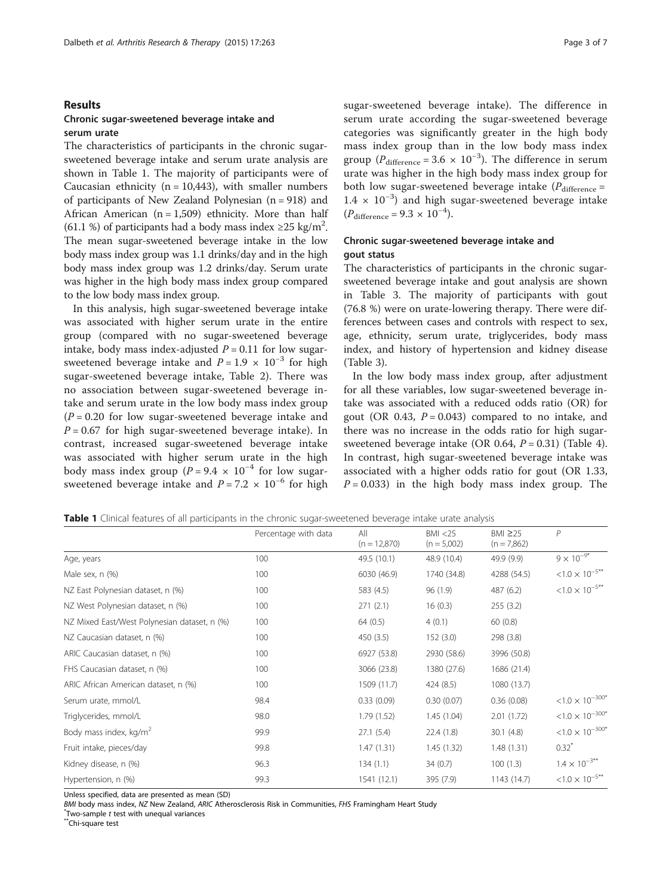## Results

### Chronic sugar-sweetened beverage intake and serum urate

The characteristics of participants in the chronic sugar-sweetened beverage intake and serum urate analysis are shown in Table 1. The majority of participants were of Caucasian ethnicity (n = 10,443), with smaller numbers of participants of New Zealand Polynesian (n = 918) and African American (n = 1,509) ethnicity. More than half (61.1 %) of participants had a body mass index ≥25 kg/m$^2$. The mean sugar-sweetened beverage intake in the low body mass index group was 1.1 drinks/day and in the high body mass index group was 1.2 drinks/day. Serum urate was higher in the high body mass index group compared to the low body mass index group.

In this analysis, high sugar-sweetened beverage intake was associated with higher serum urate in the entire group (compared with no sugar-sweetened beverage intake, body mass index-adjusted $P = 0.11$ for low sugar-sweetened beverage intake and $P = 1.9 \times 10^{-3}$ for high sugar-sweetened beverage intake, Table 2). There was no association between sugar-sweetened beverage intake and serum urate in the low body mass index group ($P = 0.20$ for low sugar-sweetened beverage intake and $P = 0.67$ for high sugar-sweetened beverage intake). In contrast, increased sugar-sweetened beverage intake was associated with higher serum urate in the high body mass index group ($P = 9.4 \times 10^{-4}$ for low sugar-sweetened beverage intake and $P = 7.2 \times 10^{-6}$ for high sugar-sweetened beverage intake). The difference in serum urate according the sugar-sweetened beverage categories was significantly greater in the high body mass index group than in the low body mass index group ($P_{\text{difference}} = 3.6 \times 10^{-3}$). The difference in serum urate was higher in the high body mass index group for both low sugar-sweetened beverage intake ($P_{\text{difference}} = 1.4 \times 10^{-3}$) and high sugar-sweetened beverage intake ($P_{\text{difference}} = 9.3 \times 10^{-4}$).

### Chronic sugar-sweetened beverage intake and gout status

The characteristics of participants in the chronic sugar-sweetened beverage intake and gout analysis are shown in Table 3. The majority of participants with gout (76.8 %) were on urate-lowering therapy. There were differences between cases and controls with respect to sex, age, ethnicity, serum urate, triglycerides, body mass index, and history of hypertension and kidney disease (Table 3).

In the low body mass index group, after adjustment for all these variables, low sugar-sweetened beverage intake was associated with a reduced odds ratio (OR) for gout (OR 0.43, $P = 0.043$) compared to no intake, and there was no increase in the odds ratio for high sugar-sweetened beverage intake (OR 0.64, $P = 0.31$) (Table 4). In contrast, high sugar-sweetened beverage intake was associated with a higher odds ratio for gout (OR 1.33, $P = 0.033$) in the high body mass index group. The

**Table 1** Clinical features of all participants in the chronic sugar-sweetened beverage intake urate analysis

| | Percentage with data | All (n = 12,870) | BMI <25 (n = 5,002) | BMI ≥25 (n = 7,862) | *P* |
|---|---|---|---|---|---|
| Age, years | 100 | 49.5 (10.1) | 48.9 (10.4) | 49.9 (9.9) | $9 \times 10^{-9}$* |
| Male sex, n (%) | 100 | 6030 (46.9) | 1740 (34.8) | 4288 (54.5) | $<1.0 \times 10^{-5}$** |
| NZ East Polynesian dataset, n (%) | 100 | 583 (4.5) | 96 (1.9) | 487 (6.2) | $<1.0 \times 10^{-5}$** |
| NZ West Polynesian dataset, n (%) | 100 | 271 (2.1) | 16 (0.3) | 255 (3.2) | |
| NZ Mixed East/West Polynesian dataset, n (%) | 100 | 64 (0.5) | 4 (0.1) | 60 (0.8) | |
| NZ Caucasian dataset, n (%) | 100 | 450 (3.5) | 152 (3.0) | 298 (3.8) | |
| ARIC Caucasian dataset, n (%) | 100 | 6927 (53.8) | 2930 (58.6) | 3996 (50.8) | |
| FHS Caucasian dataset, n (%) | 100 | 3066 (23.8) | 1380 (27.6) | 1686 (21.4) | |
| ARIC African American dataset, n (%) | 100 | 1509 (11.7) | 424 (8.5) | 1080 (13.7) | |
| Serum urate, mmol/L | 98.4 | 0.33 (0.09) | 0.30 (0.07) | 0.36 (0.08) | $<1.0 \times 10^{-300}$* |
| Triglycerides, mmol/L | 98.0 | 1.79 (1.52) | 1.45 (1.04) | 2.01 (1.72) | $<1.0 \times 10^{-300}$* |
| Body mass index, kg/m$^2$ | 99.9 | 27.1 (5.4) | 22.4 (1.8) | 30.1 (4.8) | $<1.0 \times 10^{-300}$* |
| Fruit intake, pieces/day | 99.8 | 1.47 (1.31) | 1.45 (1.32) | 1.48 (1.31) | 0.32* |
| Kidney disease, n (%) | 96.3 | 134 (1.1) | 34 (0.7) | 100 (1.3) | $1.4 \times 10^{-3}$** |
| Hypertension, n (%) | 99.3 | 1541 (12.1) | 395 (7.9) | 1143 (14.7) | $<1.0 \times 10^{-5}$** |

Unless specified, data are presented as mean (SD)

*BMI* body mass index, *NZ* New Zealand, *ARIC* Atherosclerosis Risk in Communities, *FHS* Framingham Heart Study

*Two-sample *t* test with unequal variances

**Chi-square test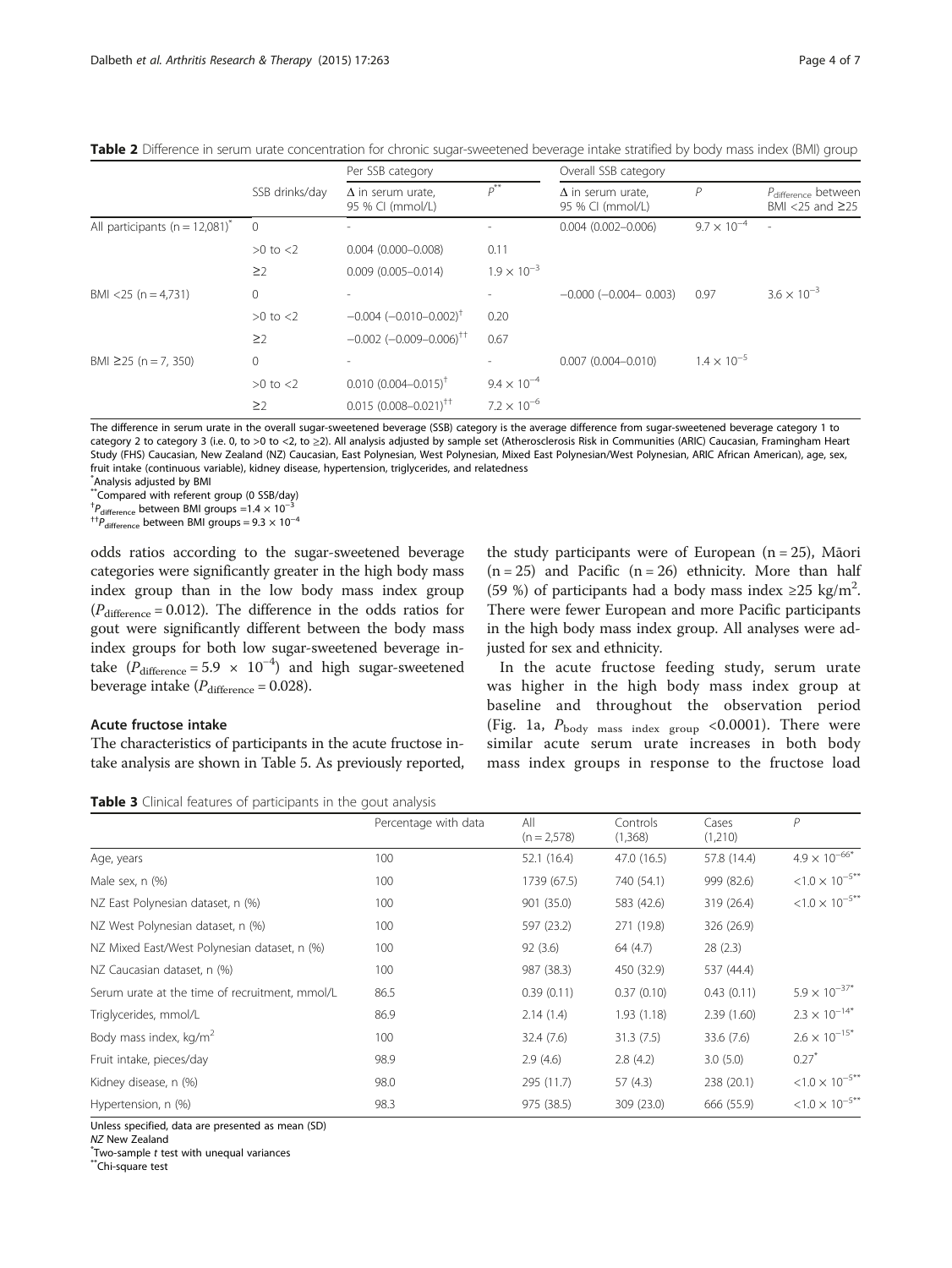**Table 2** Difference in serum urate concentration for chronic sugar-sweetened beverage intake stratified by body mass index (BMI) group

| | SSB drinks/day | Per SSB category | | Overall SSB category | | |
|---|---|---|---|---|---|---|
| | | Δ in serum urate, 95 % CI (mmol/L) | $P$** | Δ in serum urate, 95 % CI (mmol/L) | $P$ | $P_{difference}$ between BMI <25 and ≥25 |
| All participants (n = 12,081)* | 0 | - | - | 0.004 (0.002–0.006) | $9.7 \times 10^{-4}$ | - |
| | >0 to <2 | 0.004 (0.000–0.008) | 0.11 | | | |
| | ≥2 | 0.009 (0.005–0.014) | $1.9 \times 10^{-3}$ | | | |
| BMI <25 (n = 4,731) | 0 | - | - | −0.000 (−0.004– 0.003) | 0.97 | $3.6 \times 10^{-3}$ |
| | >0 to <2 | −0.004 (−0.010–0.002)† | 0.20 | | | |
| | ≥2 | −0.002 (−0.009–0.006)†† | 0.67 | | | |
| BMI ≥25 (n = 7, 350) | 0 | - | - | 0.007 (0.004–0.010) | $1.4 \times 10^{-5}$ | |
| | >0 to <2 | 0.010 (0.004–0.015)† | $9.4 \times 10^{-4}$ | | | |
| | ≥2 | 0.015 (0.008–0.021)†† | $7.2 \times 10^{-6}$ | | | |

The difference in serum urate in the overall sugar-sweetened beverage (SSB) category is the average difference from sugar-sweetened beverage category 1 to category 2 to category 3 (i.e. 0, to >0 to <2, to ≥2). All analysis adjusted by sample set (Atherosclerosis Risk in Communities (ARIC) Caucasian, Framingham Heart Study (FHS) Caucasian, New Zealand (NZ) Caucasian, East Polynesian, West Polynesian, Mixed East Polynesian/West Polynesian, ARIC African American), age, sex, fruit intake (continuous variable), kidney disease, hypertension, triglycerides, and relatedness

*Analysis adjusted by BMI

**Compared with referent group (0 SSB/day)

†$P_{difference}$ between BMI groups = $1.4 \times 10^{-3}$

††$P_{difference}$ between BMI groups = $9.3 \times 10^{-4}$

odds ratios according to the sugar-sweetened beverage categories were significantly greater in the high body mass index group than in the low body mass index group ($P_{difference}$ = 0.012). The difference in the odds ratios for gout were significantly different between the body mass index groups for both low sugar-sweetened beverage intake ($P_{difference} = 5.9 \times 10^{-4}$) and high sugar-sweetened beverage intake ($P_{difference}$ = 0.028).

### Acute fructose intake

The characteristics of participants in the acute fructose intake analysis are shown in Table 5. As previously reported, the study participants were of European (n = 25), Māori (n = 25) and Pacific (n = 26) ethnicity. More than half (59 %) of participants had a body mass index ≥25 kg/m$^2$. There were fewer European and more Pacific participants in the high body mass index group. All analyses were adjusted for sex and ethnicity.

In the acute fructose feeding study, serum urate was higher in the high body mass index group at baseline and throughout the observation period (Fig. 1a, $P_{\text{body mass index group}}$ <0.0001). There were similar acute serum urate increases in both body mass index groups in response to the fructose load

**Table 3** Clinical features of participants in the gout analysis

| | Percentage with data | All (n = 2,578) | Controls (1,368) | Cases (1,210) | $P$ |
|---|---|---|---|---|---|
| Age, years | 100 | 52.1 (16.4) | 47.0 (16.5) | 57.8 (14.4) | $4.9 \times 10^{-66}$* |
| Male sex, n (%) | 100 | 1739 (67.5) | 740 (54.1) | 999 (82.6) | $<1.0 \times 10^{-5}$** |
| NZ East Polynesian dataset, n (%) | 100 | 901 (35.0) | 583 (42.6) | 319 (26.4) | $<1.0 \times 10^{-5}$** |
| NZ West Polynesian dataset, n (%) | 100 | 597 (23.2) | 271 (19.8) | 326 (26.9) | |
| NZ Mixed East/West Polynesian dataset, n (%) | 100 | 92 (3.6) | 64 (4.7) | 28 (2.3) | |
| NZ Caucasian dataset, n (%) | 100 | 987 (38.3) | 450 (32.9) | 537 (44.4) | |
| Serum urate at the time of recruitment, mmol/L | 86.5 | 0.39 (0.11) | 0.37 (0.10) | 0.43 (0.11) | $5.9 \times 10^{-37}$* |
| Triglycerides, mmol/L | 86.9 | 2.14 (1.4) | 1.93 (1.18) | 2.39 (1.60) | $2.3 \times 10^{-14}$* |
| Body mass index, kg/m$^2$ | 100 | 32.4 (7.6) | 31.3 (7.5) | 33.6 (7.6) | $2.6 \times 10^{-15}$* |
| Fruit intake, pieces/day | 98.9 | 2.9 (4.6) | 2.8 (4.2) | 3.0 (5.0) | 0.27* |
| Kidney disease, n (%) | 98.0 | 295 (11.7) | 57 (4.3) | 238 (20.1) | $<1.0 \times 10^{-5}$** |
| Hypertension, n (%) | 98.3 | 975 (38.5) | 309 (23.0) | 666 (55.9) | $<1.0 \times 10^{-5}$** |

Unless specified, data are presented as mean (SD)

*NZ* New Zealand

*Two-sample *t* test with unequal variances

**Chi-square test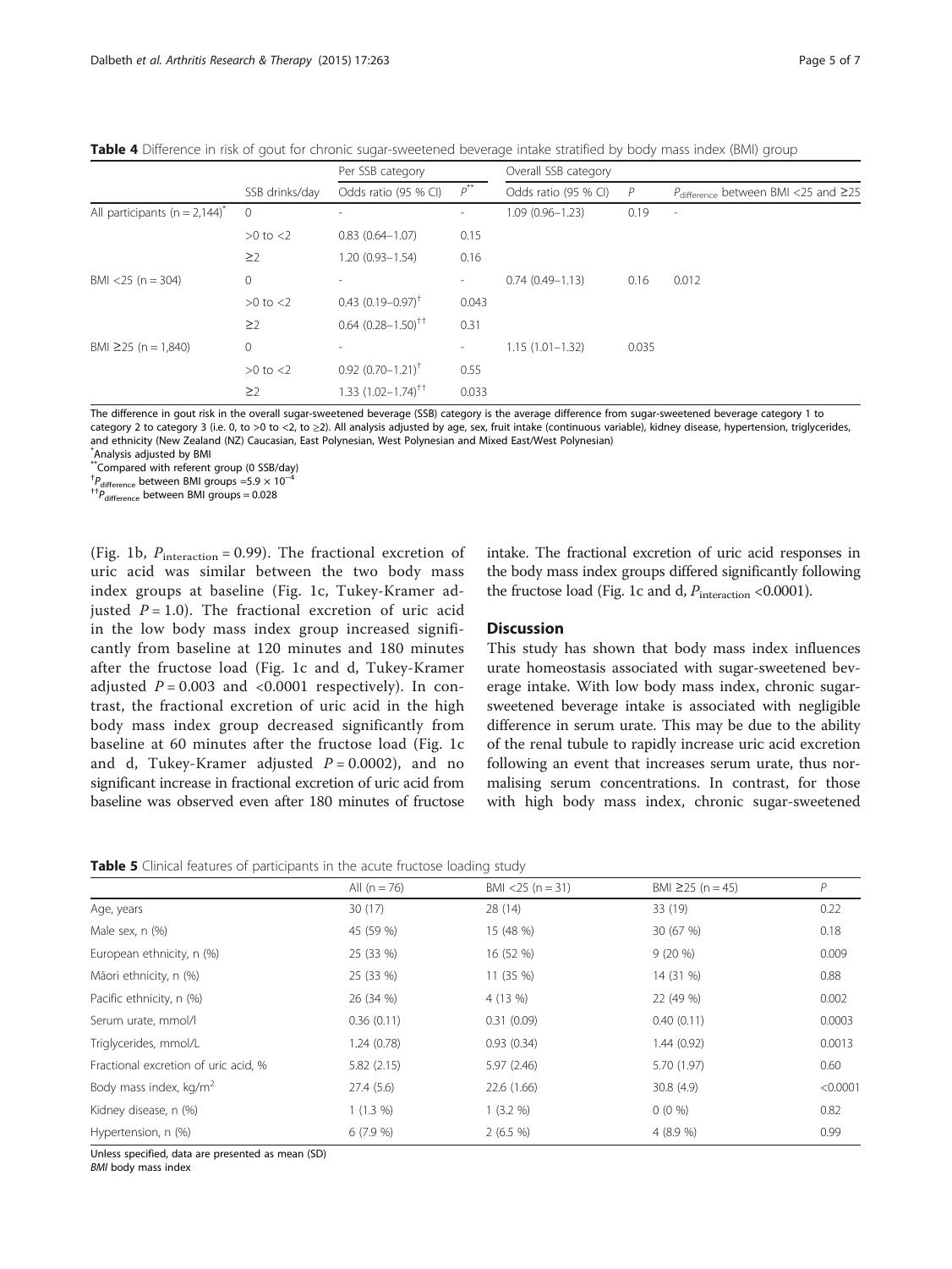**Table 4** Difference in risk of gout for chronic sugar-sweetened beverage intake stratified by body mass index (BMI) group

| | | Per SSB category | | Overall SSB category | | |
|---|---|---|---|---|---|---|
| | SSB drinks/day | Odds ratio (95 % CI) | $P$** | Odds ratio (95 % CI) | $P$ | $P_{\text{difference}}$ between BMI <25 and ≥25 |
| All participants (n = 2,144)* | 0 | - | - | 1.09 (0.96–1.23) | 0.19 | - |
| | >0 to <2 | 0.83 (0.64–1.07) | 0.15 | | | |
| | ≥2 | 1.20 (0.93–1.54) | 0.16 | | | |
| BMI <25 (n = 304) | 0 | - | - | 0.74 (0.49–1.13) | 0.16 | 0.012 |
| | >0 to <2 | 0.43 (0.19–0.97)† | 0.043 | | | |
| | ≥2 | 0.64 (0.28–1.50)†† | 0.31 | | | |
| BMI ≥25 (n = 1,840) | 0 | - | - | 1.15 (1.01–1.32) | 0.035 | |
| | >0 to <2 | 0.92 (0.70–1.21)† | 0.55 | | | |
| | ≥2 | 1.33 (1.02–1.74)†† | 0.033 | | | |

The difference in gout risk in the overall sugar-sweetened beverage (SSB) category is the average difference from sugar-sweetened beverage category 1 to category 2 to category 3 (i.e. 0, to >0 to <2, to ≥2). All analysis adjusted by age, sex, fruit intake (continuous variable), kidney disease, hypertension, triglycerides, and ethnicity (New Zealand (NZ) Caucasian, East Polynesian, West Polynesian and Mixed East/West Polynesian)
*Analysis adjusted by BMI
**Compared with referent group (0 SSB/day)
†$P_{\text{difference}}$ between BMI groups $= 5.9 \times 10^{-4}$
††$P_{\text{difference}}$ between BMI groups = 0.028

(Fig. 1b, $P_{\text{interaction}} = 0.99$). The fractional excretion of uric acid was similar between the two body mass index groups at baseline (Fig. 1c, Tukey-Kramer adjusted $P = 1.0$). The fractional excretion of uric acid in the low body mass index group increased significantly from baseline at 120 minutes and 180 minutes after the fructose load (Fig. 1c and d, Tukey-Kramer adjusted $P = 0.003$ and $<0.0001$ respectively). In contrast, the fractional excretion of uric acid in the high body mass index group decreased significantly from baseline at 60 minutes after the fructose load (Fig. 1c and d, Tukey-Kramer adjusted $P = 0.0002$), and no significant increase in fractional excretion of uric acid from baseline was observed even after 180 minutes of fructose intake. The fractional excretion of uric acid responses in the body mass index groups differed significantly following the fructose load (Fig. 1c and d, $P_{\text{interaction}} < 0.0001$).

## Discussion

This study has shown that body mass index influences urate homeostasis associated with sugar-sweetened beverage intake. With low body mass index, chronic sugar-sweetened beverage intake is associated with negligible difference in serum urate. This may be due to the ability of the renal tubule to rapidly increase uric acid excretion following an event that increases serum urate, thus normalising serum concentrations. In contrast, for those with high body mass index, chronic sugar-sweetened

**Table 5** Clinical features of participants in the acute fructose loading study

| | All (n = 76) | BMI <25 (n = 31) | BMI ≥25 (n = 45) | $P$ |
|---|---|---|---|---|
| Age, years | 30 (17) | 28 (14) | 33 (19) | 0.22 |
| Male sex, n (%) | 45 (59 %) | 15 (48 %) | 30 (67 %) | 0.18 |
| European ethnicity, n (%) | 25 (33 %) | 16 (52 %) | 9 (20 %) | 0.009 |
| Māori ethnicity, n (%) | 25 (33 %) | 11 (35 %) | 14 (31 %) | 0.88 |
| Pacific ethnicity, n (%) | 26 (34 %) | 4 (13 %) | 22 (49 %) | 0.002 |
| Serum urate, mmol/l | 0.36 (0.11) | 0.31 (0.09) | 0.40 (0.11) | 0.0003 |
| Triglycerides, mmol/L | 1.24 (0.78) | 0.93 (0.34) | 1.44 (0.92) | 0.0013 |
| Fractional excretion of uric acid, % | 5.82 (2.15) | 5.97 (2.46) | 5.70 (1.97) | 0.60 |
| Body mass index, kg/m$^2$ | 27.4 (5.6) | 22.6 (1.66) | 30.8 (4.9) | <0.0001 |
| Kidney disease, n (%) | 1 (1.3 %) | 1 (3.2 %) | 0 (0 %) | 0.82 |
| Hypertension, n (%) | 6 (7.9 %) | 2 (6.5 %) | 4 (8.9 %) | 0.99 |

Unless specified, data are presented as mean (SD)
*BMI* body mass index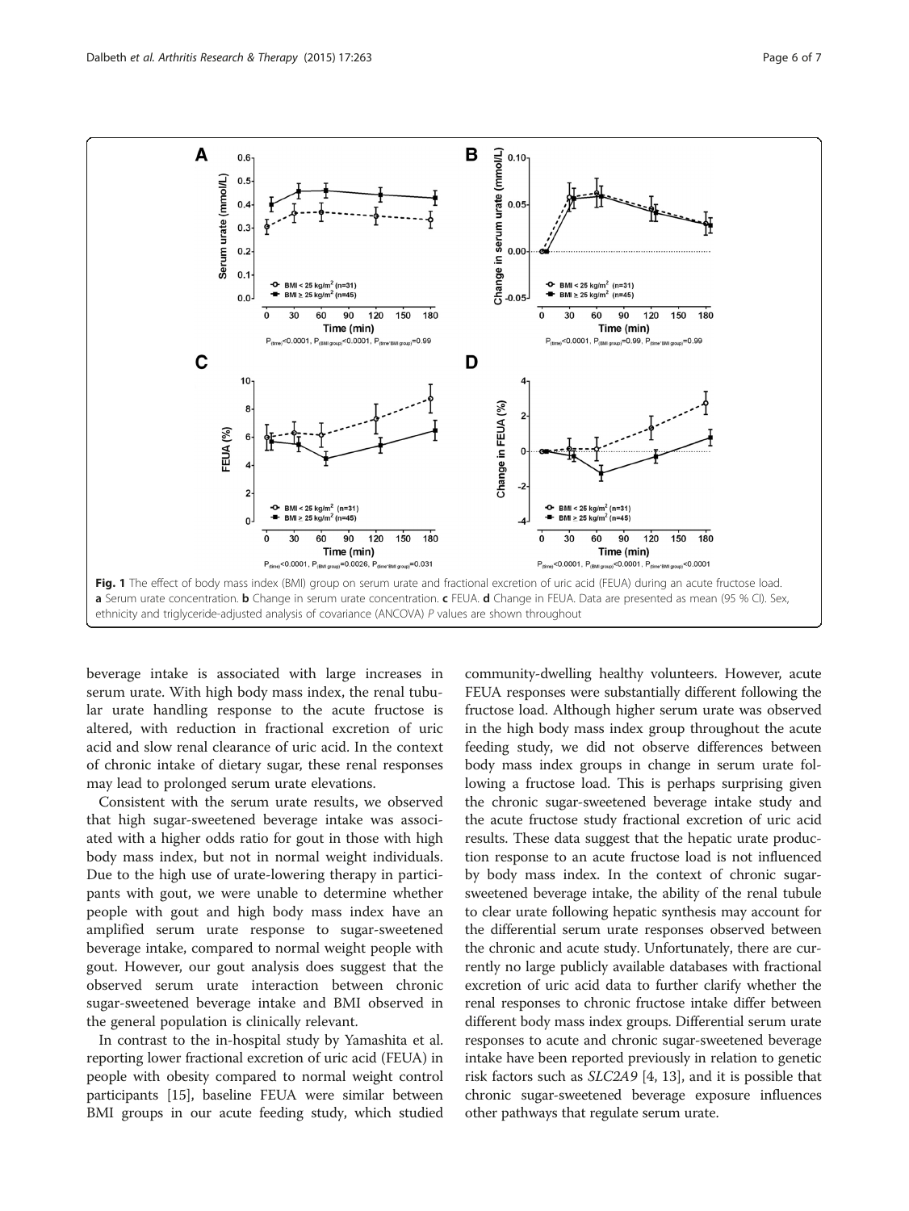Fig. 1 The effect of body mass index (BMI) group on serum urate and fractional excretion of uric acid (FEUA) during an acute fructose load. **a** Serum urate concentration. **b** Change in serum urate concentration. **c** FEUA. **d** Change in FEUA. Data are presented as mean (95 % CI). Sex, ethnicity and triglyceride-adjusted analysis of covariance (ANCOVA) *P* values are shown throughout

beverage intake is associated with large increases in serum urate. With high body mass index, the renal tubular urate handling response to the acute fructose is altered, with reduction in fractional excretion of uric acid and slow renal clearance of uric acid. In the context of chronic intake of dietary sugar, these renal responses may lead to prolonged serum urate elevations.

Consistent with the serum urate results, we observed that high sugar-sweetened beverage intake was associated with a higher odds ratio for gout in those with high body mass index, but not in normal weight individuals. Due to the high use of urate-lowering therapy in participants with gout, we were unable to determine whether people with gout and high body mass index have an amplified serum urate response to sugar-sweetened beverage intake, compared to normal weight people with gout. However, our gout analysis does suggest that the observed serum urate interaction between chronic sugar-sweetened beverage intake and BMI observed in the general population is clinically relevant.

In contrast to the in-hospital study by Yamashita et al. reporting lower fractional excretion of uric acid (FEUA) in people with obesity compared to normal weight control participants [15], baseline FEUA were similar between BMI groups in our acute feeding study, which studied community-dwelling healthy volunteers. However, acute FEUA responses were substantially different following the fructose load. Although higher serum urate was observed in the high body mass index group throughout the acute feeding study, we did not observe differences between body mass index groups in change in serum urate following a fructose load. This is perhaps surprising given the chronic sugar-sweetened beverage intake study and the acute fructose study fractional excretion of uric acid results. These data suggest that the hepatic urate production response to an acute fructose load is not influenced by body mass index. In the context of chronic sugar-sweetened beverage intake, the ability of the renal tubule to clear urate following hepatic synthesis may account for the differential serum urate responses observed between the chronic and acute study. Unfortunately, there are currently no large publicly available databases with fractional excretion of uric acid data to further clarify whether the renal responses to chronic fructose intake differ between different body mass index groups. Differential serum urate responses to acute and chronic sugar-sweetened beverage intake have been reported previously in relation to genetic risk factors such as *SLC2A9* [4, 13], and it is possible that chronic sugar-sweetened beverage exposure influences other pathways that regulate serum urate.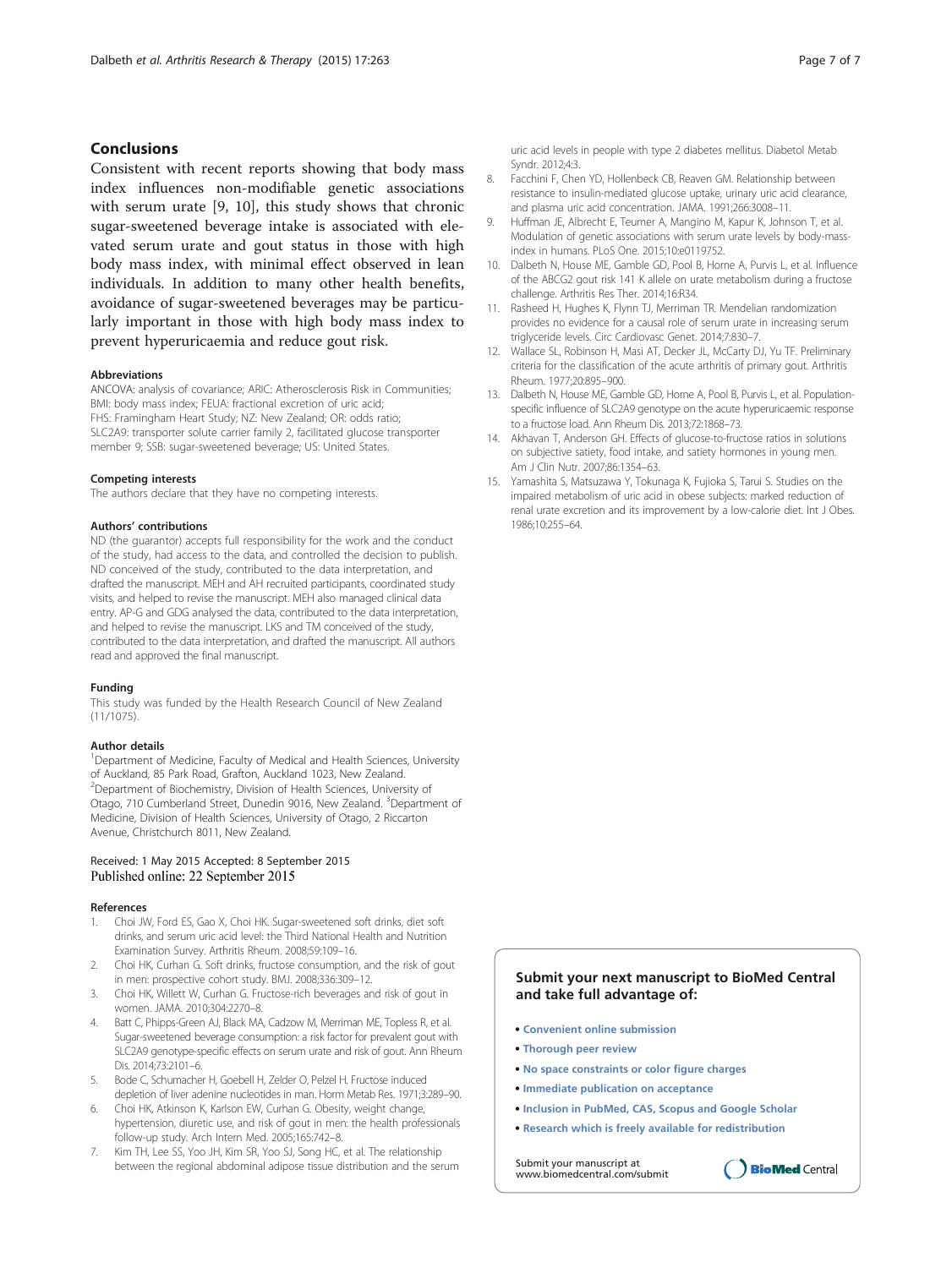## Conclusions

Consistent with recent reports showing that body mass index influences non-modifiable genetic associations with serum urate [9, 10], this study shows that chronic sugar-sweetened beverage intake is associated with elevated serum urate and gout status in those with high body mass index, with minimal effect observed in lean individuals. In addition to many other health benefits, avoidance of sugar-sweetened beverages may be particularly important in those with high body mass index to prevent hyperuricaemia and reduce gout risk.

#### Abbreviations

ANCOVA: analysis of covariance; ARIC: Atherosclerosis Risk in Communities; BMI: body mass index; FEUA: fractional excretion of uric acid; FHS: Framingham Heart Study; NZ: New Zealand; OR: odds ratio; SLC2A9: transporter solute carrier family 2, facilitated glucose transporter member 9; SSB: sugar-sweetened beverage; US: United States.

#### Competing interests

The authors declare that they have no competing interests.

#### Authors' contributions

ND (the guarantor) accepts full responsibility for the work and the conduct of the study, had access to the data, and controlled the decision to publish. ND conceived of the study, contributed to the data interpretation, and drafted the manuscript. MEH and AH recruited participants, coordinated study visits, and helped to revise the manuscript. MEH also managed clinical data entry. AP-G and GDG analysed the data, contributed to the data interpretation, and helped to revise the manuscript. LKS and TM conceived of the study, contributed to the data interpretation, and drafted the manuscript. All authors read and approved the final manuscript.

#### Funding

This study was funded by the Health Research Council of New Zealand (11/1075).

#### Author details

[1]Department of Medicine, Faculty of Medical and Health Sciences, University of Auckland, 85 Park Road, Grafton, Auckland 1023, New Zealand. [2]Department of Biochemistry, Division of Health Sciences, University of Otago, 710 Cumberland Street, Dunedin 9016, New Zealand. [3]Department of Medicine, Division of Health Sciences, University of Otago, 2 Riccarton Avenue, Christchurch 8011, New Zealand.

Received: 1 May 2015 Accepted: 8 September 2015
Published online: 22 September 2015

#### References

1. Choi JW, Ford ES, Gao X, Choi HK. Sugar-sweetened soft drinks, diet soft drinks, and serum uric acid level: the Third National Health and Nutrition Examination Survey. Arthritis Rheum. 2008;59:109–16.
2. Choi HK, Curhan G. Soft drinks, fructose consumption, and the risk of gout in men: prospective cohort study. BMJ. 2008;336:309–12.
3. Choi HK, Willett W, Curhan G. Fructose-rich beverages and risk of gout in women. JAMA. 2010;304:2270–8.
4. Batt C, Phipps-Green AJ, Black MA, Cadzow M, Merriman ME, Topless R, et al. Sugar-sweetened beverage consumption: a risk factor for prevalent gout with SLC2A9 genotype-specific effects on serum urate and risk of gout. Ann Rheum Dis. 2014;73:2101–6.
5. Bode C, Schumacher H, Goebell H, Zelder O, Pelzel H. Fructose induced depletion of liver adenine nucleotides in man. Horm Metab Res. 1971;3:289–90.
6. Choi HK, Atkinson K, Karlson EW, Curhan G. Obesity, weight change, hypertension, diuretic use, and risk of gout in men: the health professionals follow-up study. Arch Intern Med. 2005;165:742–8.
7. Kim TH, Lee SS, Yoo JH, Kim SR, Yoo SJ, Song HC, et al. The relationship between the regional abdominal adipose tissue distribution and the serum uric acid levels in people with type 2 diabetes mellitus. Diabetol Metab Syndr. 2012;4:3.
8. Facchini F, Chen YD, Hollenbeck CB, Reaven GM. Relationship between resistance to insulin-mediated glucose uptake, urinary uric acid clearance, and plasma uric acid concentration. JAMA. 1991;266:3008–11.
9. Huffman JE, Albrecht E, Teumer A, Mangino M, Kapur K, Johnson T, et al. Modulation of genetic associations with serum urate levels by body-mass-index in humans. PLoS One. 2015;10:e0119752.
10. Dalbeth N, House ME, Gamble GD, Pool B, Horne A, Purvis L, et al. Influence of the ABCG2 gout risk 141 K allele on urate metabolism during a fructose challenge. Arthritis Res Ther. 2014;16:R34.
11. Rasheed H, Hughes K, Flynn TJ, Merriman TR. Mendelian randomization provides no evidence for a causal role of serum urate in increasing serum triglyceride levels. Circ Cardiovasc Genet. 2014;7:830–7.
12. Wallace SL, Robinson H, Masi AT, Decker JL, McCarty DJ, Yu TF. Preliminary criteria for the classification of the acute arthritis of primary gout. Arthritis Rheum. 1977;20:895–900.
13. Dalbeth N, House ME, Gamble GD, Horne A, Pool B, Purvis L, et al. Population-specific influence of SLC2A9 genotype on the acute hyperuricaemic response to a fructose load. Ann Rheum Dis. 2013;72:1868–73.
14. Akhavan T, Anderson GH. Effects of glucose-to-fructose ratios in solutions on subjective satiety, food intake, and satiety hormones in young men. Am J Clin Nutr. 2007;86:1354–63.
15. Yamashita S, Matsuzawa Y, Tokunaga K, Fujioka S, Tarui S. Studies on the impaired metabolism of uric acid in obese subjects: marked reduction of renal urate excretion and its improvement by a low-calorie diet. Int J Obes. 1986;10:255–64.

**Submit your next manuscript to BioMed Central and take full advantage of:**

- Convenient online submission
- Thorough peer review
- No space constraints or color figure charges
- Immediate publication on acceptance
- Inclusion in PubMed, CAS, Scopus and Google Scholar
- Research which is freely available for redistribution

Submit your manuscript at www.biomedcentral.com/submit

BioMed Central